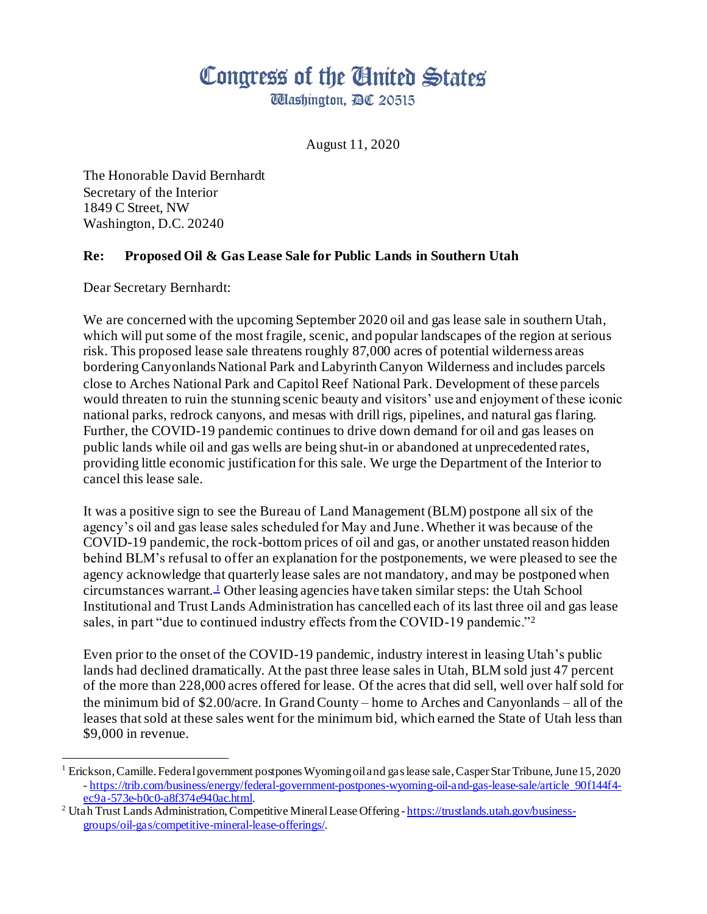# Congress of the United States

Washington, DC 20515

August 11, 2020

The Honorable David Bernhardt
Secretary of the Interior
1849 C Street, NW
Washington, D.C. 20240

**Re: Proposed Oil & Gas Lease Sale for Public Lands in Southern Utah**

Dear Secretary Bernhardt:

We are concerned with the upcoming September 2020 oil and gas lease sale in southern Utah, which will put some of the most fragile, scenic, and popular landscapes of the region at serious risk. This proposed lease sale threatens roughly 87,000 acres of potential wilderness areas bordering Canyonlands National Park and Labyrinth Canyon Wilderness and includes parcels close to Arches National Park and Capitol Reef National Park. Development of these parcels would threaten to ruin the stunning scenic beauty and visitors' use and enjoyment of these iconic national parks, redrock canyons, and mesas with drill rigs, pipelines, and natural gas flaring. Further, the COVID-19 pandemic continues to drive down demand for oil and gas leases on public lands while oil and gas wells are being shut-in or abandoned at unprecedented rates, providing little economic justification for this sale. We urge the Department of the Interior to cancel this lease sale.

It was a positive sign to see the Bureau of Land Management (BLM) postpone all six of the agency's oil and gas lease sales scheduled for May and June. Whether it was because of the COVID-19 pandemic, the rock-bottom prices of oil and gas, or another unstated reason hidden behind BLM's refusal to offer an explanation for the postponements, we were pleased to see the agency acknowledge that quarterly lease sales are not mandatory, and may be postponed when circumstances warrant.[1] Other leasing agencies have taken similar steps: the Utah School Institutional and Trust Lands Administration has cancelled each of its last three oil and gas lease sales, in part "due to continued industry effects from the COVID-19 pandemic."[2]

Even prior to the onset of the COVID-19 pandemic, industry interest in leasing Utah's public lands had declined dramatically. At the past three lease sales in Utah, BLM sold just 47 percent of the more than 228,000 acres offered for lease. Of the acres that did sell, well over half sold for the minimum bid of $2.00/acre. In Grand County – home to Arches and Canyonlands – all of the leases that sold at these sales went for the minimum bid, which earned the State of Utah less than $9,000 in revenue.

---

[1] Erickson, Camille. Federal government postpones Wyoming oil and gas lease sale, Casper Star Tribune, June 15, 2020 - https://trib.com/business/energy/federal-government-postpones-wyoming-oil-and-gas-lease-sale/article_90f144f4-ec9a-573e-b0c0-a8f374e940ac.html.

[2] Utah Trust Lands Administration, Competitive Mineral Lease Offering - https://trustlands.utah.gov/business-groups/oil-gas/competitive-mineral-lease-offerings/.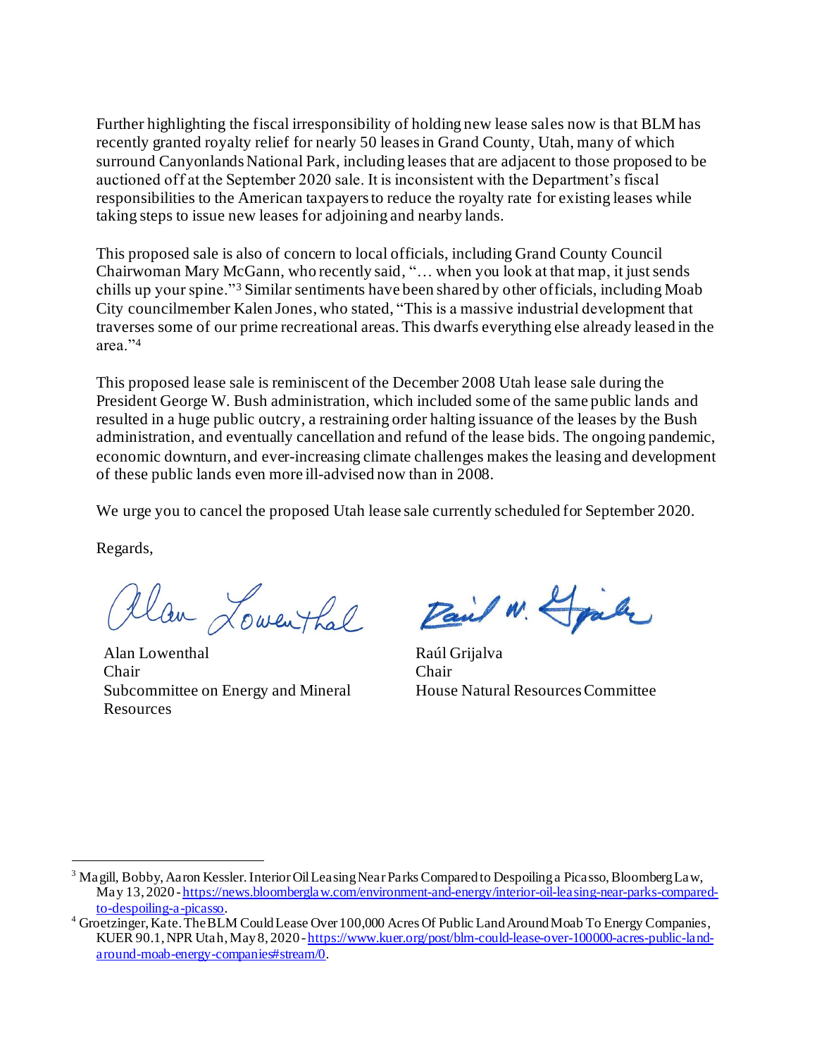Further highlighting the fiscal irresponsibility of holding new lease sales now is that BLM has recently granted royalty relief for nearly 50 leases in Grand County, Utah, many of which surround Canyonlands National Park, including leases that are adjacent to those proposed to be auctioned off at the September 2020 sale. It is inconsistent with the Department's fiscal responsibilities to the American taxpayers to reduce the royalty rate for existing leases while taking steps to issue new leases for adjoining and nearby lands.

This proposed sale is also of concern to local officials, including Grand County Council Chairwoman Mary McGann, who recently said, "… when you look at that map, it just sends chills up your spine."[3] Similar sentiments have been shared by other officials, including Moab City councilmember Kalen Jones, who stated, "This is a massive industrial development that traverses some of our prime recreational areas. This dwarfs everything else already leased in the area."[4]

This proposed lease sale is reminiscent of the December 2008 Utah lease sale during the President George W. Bush administration, which included some of the same public lands and resulted in a huge public outcry, a restraining order halting issuance of the leases by the Bush administration, and eventually cancellation and refund of the lease bids. The ongoing pandemic, economic downturn, and ever-increasing climate challenges makes the leasing and development of these public lands even more ill-advised now than in 2008.

We urge you to cancel the proposed Utah lease sale currently scheduled for September 2020.

Regards,

Alan Lowenthal
Chair
Subcommittee on Energy and Mineral Resources

Raúl Grijalva
Chair
House Natural Resources Committee

---

[3] Magill, Bobby, Aaron Kessler. Interior Oil Leasing Near Parks Compared to Despoiling a Picasso, Bloomberg Law, May 13, 2020 - https://news.bloomberglaw.com/environment-and-energy/interior-oil-leasing-near-parks-compared-to-despoiling-a-picasso.

[4] Groetzinger, Kate. The BLM Could Lease Over 100,000 Acres Of Public Land Around Moab To Energy Companies, KUER 90.1, NPR Utah, May 8, 2020 - https://www.kuer.org/post/blm-could-lease-over-100000-acres-public-land-around-moab-energy-companies#stream/0.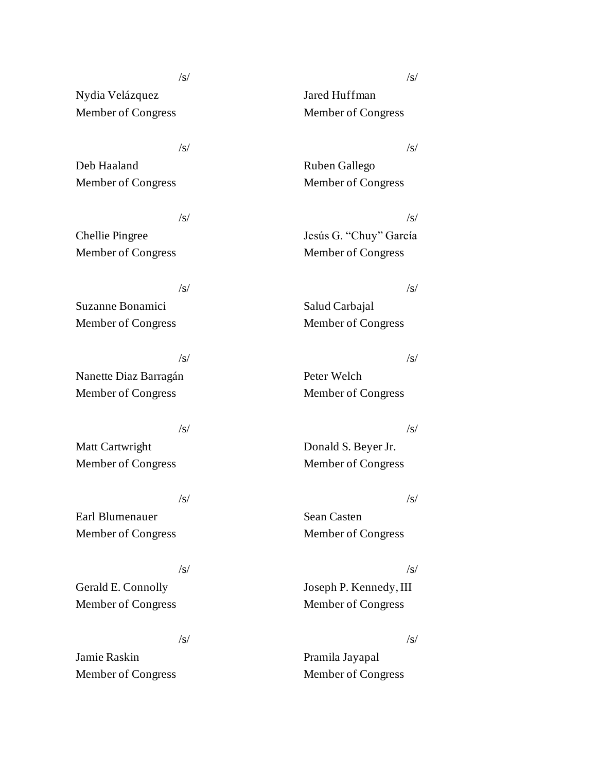/s/

Nydia Velázquez
Member of Congress

/s/

Jared Huffman
Member of Congress

/s/

Deb Haaland
Member of Congress

/s/

Ruben Gallego
Member of Congress

/s/

Chellie Pingree
Member of Congress

/s/

Jesús G. "Chuy" García
Member of Congress

/s/

Suzanne Bonamici
Member of Congress

/s/

Salud Carbajal
Member of Congress

/s/

Nanette Diaz Barragán
Member of Congress

/s/

Peter Welch
Member of Congress

/s/

Matt Cartwright
Member of Congress

/s/

Donald S. Beyer Jr.
Member of Congress

/s/

Earl Blumenauer
Member of Congress

/s/

Sean Casten
Member of Congress

/s/

Gerald E. Connolly
Member of Congress

/s/

Joseph P. Kennedy, III
Member of Congress

/s/

Jamie Raskin
Member of Congress

/s/

Pramila Jayapal
Member of Congress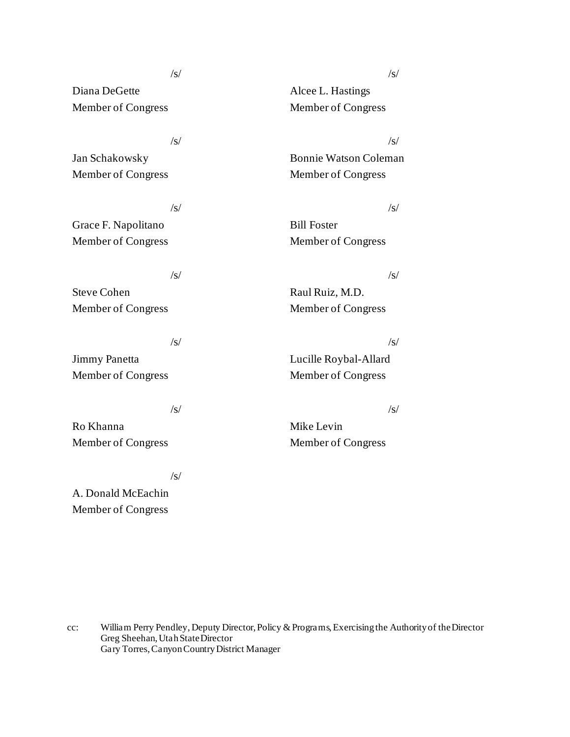/s/
Diana DeGette
Member of Congress

/s/
Alcee L. Hastings
Member of Congress

/s/
Jan Schakowsky
Member of Congress

/s/
Bonnie Watson Coleman
Member of Congress

/s/
Grace F. Napolitano
Member of Congress

/s/
Bill Foster
Member of Congress

/s/
Steve Cohen
Member of Congress

/s/
Raul Ruiz, M.D.
Member of Congress

/s/
Jimmy Panetta
Member of Congress

/s/
Lucille Roybal-Allard
Member of Congress

/s/
Ro Khanna
Member of Congress

/s/
Mike Levin
Member of Congress

/s/
A. Donald McEachin
Member of Congress

cc: William Perry Pendley, Deputy Director, Policy & Programs, Exercising the Authority of the Director
Greg Sheehan, Utah State Director
Gary Torres, Canyon Country District Manager